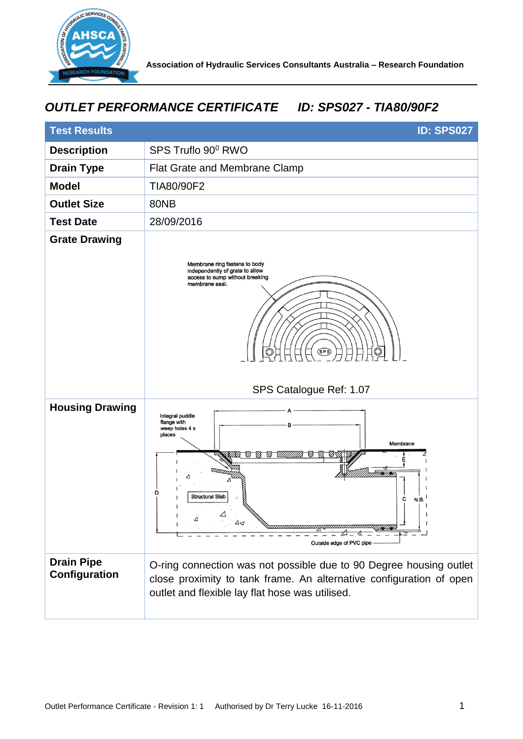Association of Hydraulic Services Consultants Australia – Research Foundation

## *OUTLET PERFORMANCE CERTIFICATE ID: SPS027 - TIA80/90F2*

| **Test Results** | **ID: SPS027** |
|---|---|
| **Description** | SPS Truflo 90⁰ RWO |
| **Drain Type** | Flat Grate and Membrane Clamp |
| **Model** | TIA80/90F2 |
| **Outlet Size** | 80NB |
| **Test Date** | 28/09/2016 |
| **Grate Drawing** | Membrane ring fastens to body independently of grate to allow access to sump without breaking membrane seal. SPS Catalogue Ref: 1.07 |
| **Housing Drawing** | Integral puddle flange with weep holes 4 x places; A; B; Membrane; E; D; Structural Slab; C; N.B.; Outside edge of PVC pipe |
| **Drain Pipe Configuration** | O-ring connection was not possible due to 90 Degree housing outlet close proximity to tank frame. An alternative configuration of open outlet and flexible lay flat hose was utilised. |

Outlet Performance Certificate - Revision 1: 1 Authorised by Dr Terry Lucke 16-11-2016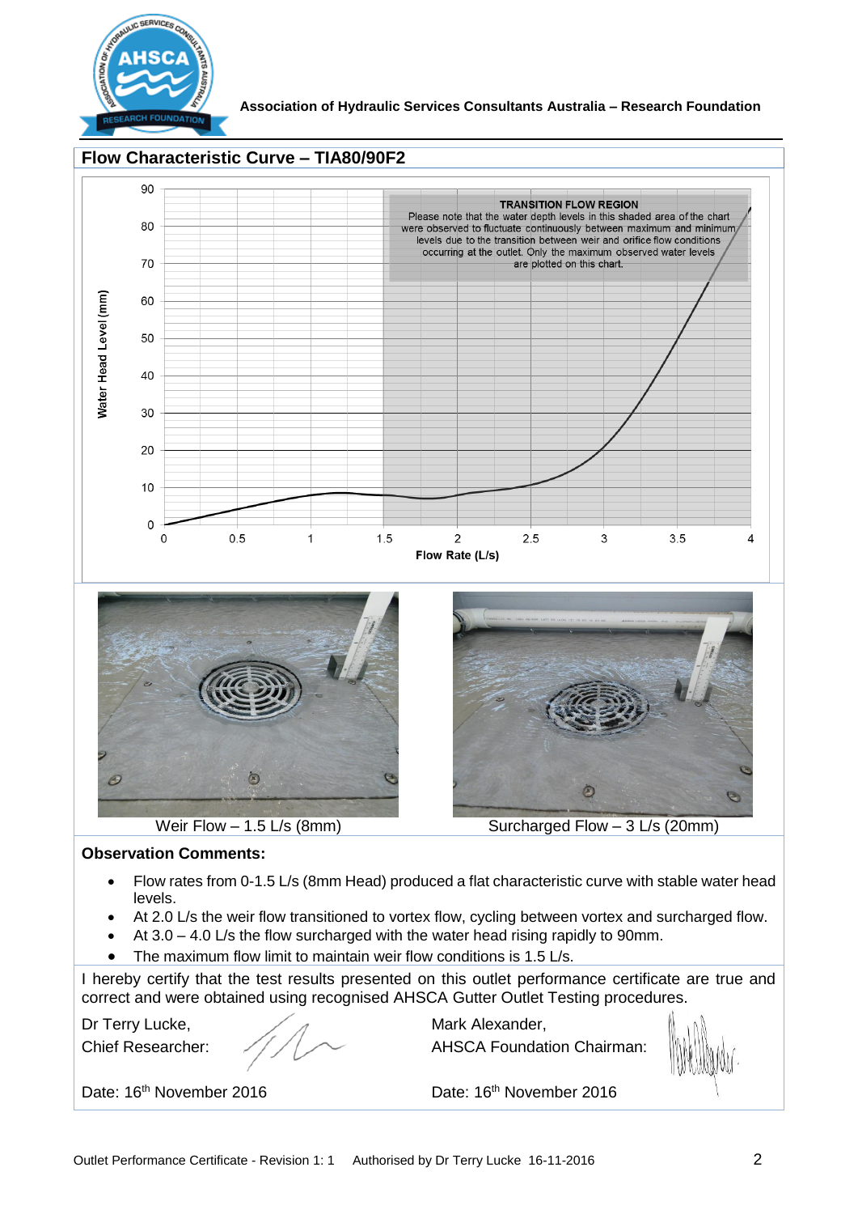Association of Hydraulic Services Consultants Australia – Research Foundation

## Flow Characteristic Curve – TIA80/90F2

TRANSITION FLOW REGION
Please note that the water depth levels in this shaded area of the chart were observed to fluctuate continuously between maximum and minimum levels due to the transition between weir and orifice flow conditions occurring at the outlet. Only the maximum observed water levels are plotted on this chart.

Water Head Level (mm)

90
80
70
60
50
40
30
20
10
0

0 0.5 1 1.5 2 2.5 3 3.5 4

Flow Rate (L/s)

Weir Flow – 1.5 L/s (8mm)

Surcharged Flow – 3 L/s (20mm)

**Observation Comments:**

- Flow rates from 0-1.5 L/s (8mm Head) produced a flat characteristic curve with stable water head levels.
- At 2.0 L/s the weir flow transitioned to vortex flow, cycling between vortex and surcharged flow.
- At 3.0 – 4.0 L/s the flow surcharged with the water head rising rapidly to 90mm.
- The maximum flow limit to maintain weir flow conditions is 1.5 L/s.

I hereby certify that the test results presented on this outlet performance certificate are true and correct and were obtained using recognised AHSCA Gutter Outlet Testing procedures.

Dr Terry Lucke,
Chief Researcher:

Date: 16th November 2016

Mark Alexander,
AHSCA Foundation Chairman:

Date: 16th November 2016

Outlet Performance Certificate - Revision 1: 1 Authorised by Dr Terry Lucke 16-11-2016